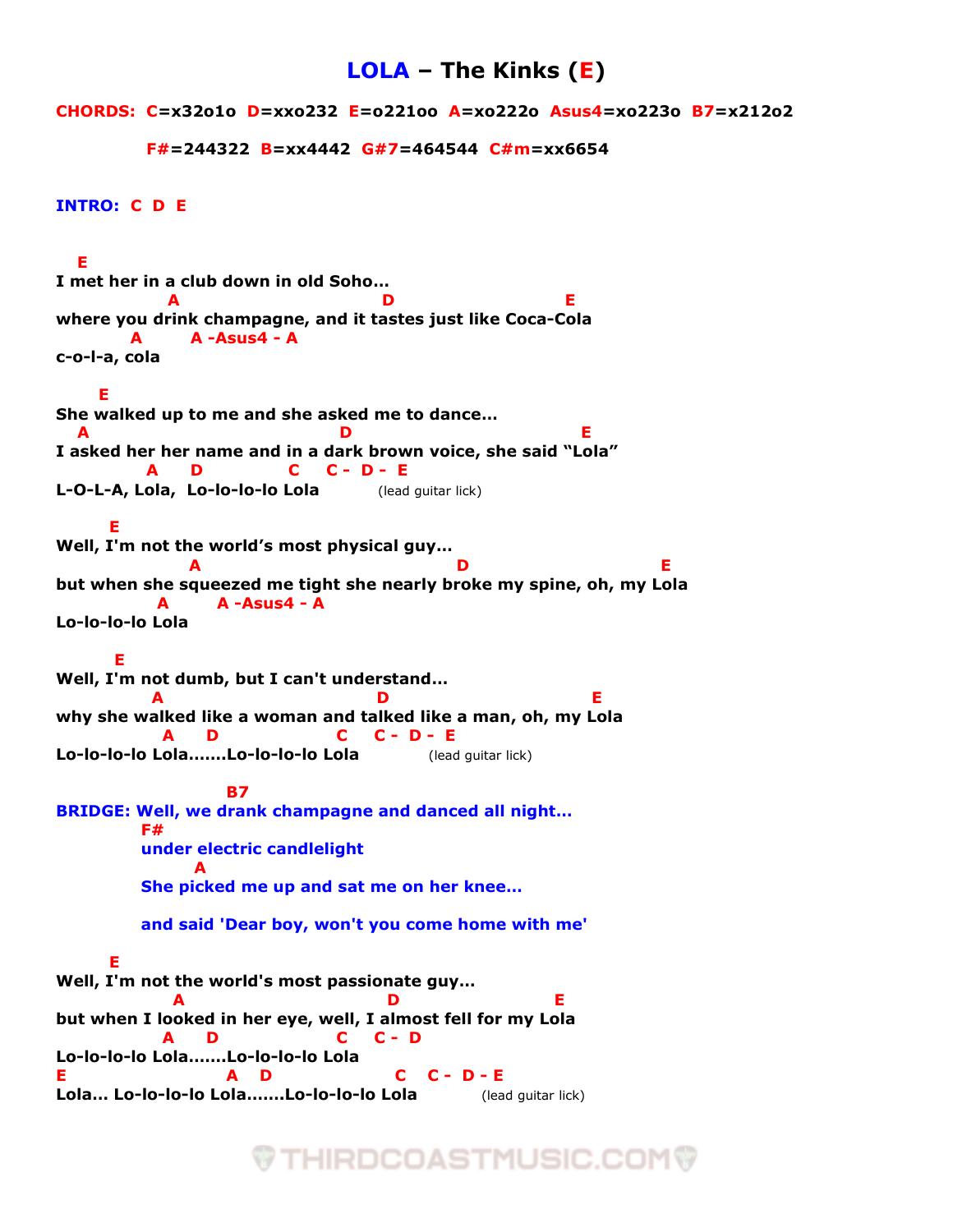# LOLA – The Kinks (E)

**CHORDS:** C=x32o1o D=xxo232 E=o221oo A=xo222o Asus4=xo223o B7=x212o2

F#=244322 B=xx4442 G#7=464544 C#m=xx6654

**INTRO:** C D E

```
  E
I met her in a club down in old Soho...
               A                               D                       E
where you drink champagne, and it tastes just like Coca-Cola
          A        A -Asus4 - A
c-o-l-a, cola

     E
She walked up to me and she asked me to dance...
  A                                D                            E
I asked her her name and in a dark brown voice, she said "Lola"
          A     D              C    C -  D -  E
L-O-L-A, Lola,  Lo-lo-lo-lo Lola          (lead guitar lick)

      E
Well, I'm not the world's most physical guy...
                  A                                   D                          E
but when she squeezed me tight she nearly broke my spine, oh, my Lola
            A       A -Asus4 - A
Lo-lo-lo-lo Lola

      E
Well, I'm not dumb, but I can't understand...
            A                          D                      E
why she walked like a woman and talked like a man, oh, my Lola
             A    D                C    C -  D -  E
Lo-lo-lo-lo Lola.......Lo-lo-lo-lo Lola          (lead guitar lick)
```

```
                        B7
BRIDGE: Well, we drank champagne and danced all night...
        F#
        under electric candlelight
             A
        She picked me up and sat me on her knee...

        and said 'Dear boy, won't you come home with me'
```

```
      E
Well, I'm not the world's most passionate guy...
                A                             D                      E
but when I looked in her eye, well, I almost fell for my Lola
             A    D                C    C -  D
Lo-lo-lo-lo Lola.......Lo-lo-lo-lo Lola
E                    A   D                   C    C -  D - E
Lola... Lo-lo-lo-lo Lola.......Lo-lo-lo-lo Lola          (lead guitar lick)
```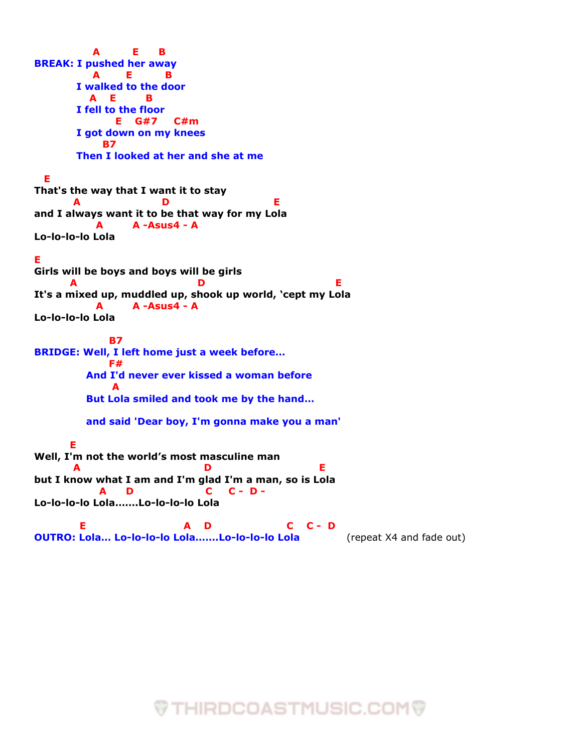```
             A         E      B
BREAK: I pushed her away
             A       E         B
         I walked to the door
            A    E         B
         I fell to the floor
                 E    G#7     C#m
         I got down on my knees
               B7
         Then I looked at her and she at me

  E
That's the way that I want it to stay
         A                      D                         E
and I always want it to be that way for my Lola
                A        A -Asus4 - A
Lo-lo-lo-lo Lola

E
Girls will be boys and boys will be girls
         A                           D                                  E
It's a mixed up, muddled up, shook up world, 'cept my Lola
                A        A -Asus4 - A
Lo-lo-lo-lo Lola

                 B7
BRIDGE: Well, I left home just a week before...
                 F#
           And I'd never ever kissed a woman before
                  A
           But Lola smiled and took me by the hand...

           and said 'Dear boy, I'm gonna make you a man'

         E
Well, I'm not the world's most masculine man
         A                               D                      E
but I know what I am and I'm glad I'm a man, so is Lola
                 A      D                  C     C -  D -
Lo-lo-lo-lo Lola.......Lo-lo-lo-lo Lola

            E                      A    D                    C    C -  D
OUTRO: Lola... Lo-lo-lo-lo Lola.......Lo-lo-lo-lo Lola           (repeat X4 and fade out)
```